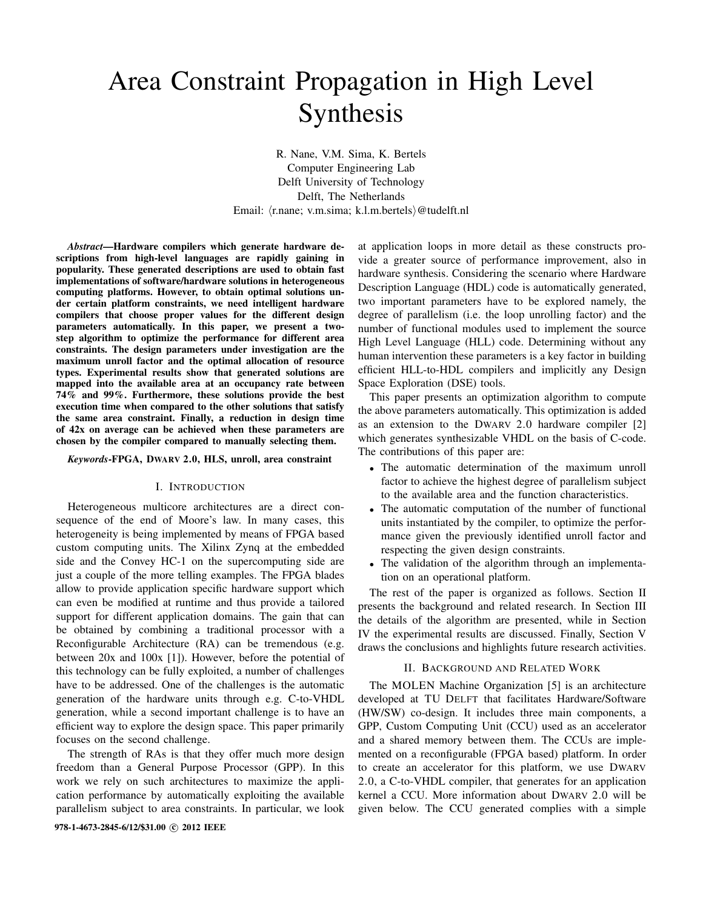# Area Constraint Propagation in High Level Synthesis

R. Nane, V.M. Sima, K. Bertels
Computer Engineering Lab
Delft University of Technology
Delft, The Netherlands
Email: ⟨r.nane; v.m.sima; k.l.m.bertels⟩@tudelft.nl

***Abstract*—Hardware compilers which generate hardware descriptions from high-level languages are rapidly gaining in popularity. These generated descriptions are used to obtain fast implementations of software/hardware solutions in heterogeneous computing platforms. However, to obtain optimal solutions under certain platform constraints, we need intelligent hardware compilers that choose proper values for the different design parameters automatically. In this paper, we present a two-step algorithm to optimize the performance for different area constraints. The design parameters under investigation are the maximum unroll factor and the optimal allocation of resource types. Experimental results show that generated solutions are mapped into the available area at an occupancy rate between 74% and 99%. Furthermore, these solutions provide the best execution time when compared to the other solutions that satisfy the same area constraint. Finally, a reduction in design time of 42x on average can be achieved when these parameters are chosen by the compiler compared to manually selecting them.**

***Keywords*-FPGA, DWARV 2.0, HLS, unroll, area constraint**

## I. INTRODUCTION

Heterogeneous multicore architectures are a direct consequence of the end of Moore's law. In many cases, this heterogeneity is being implemented by means of FPGA based custom computing units. The Xilinx Zynq at the embedded side and the Convey HC-1 on the supercomputing side are just a couple of the more telling examples. The FPGA blades allow to provide application specific hardware support which can even be modified at runtime and thus provide a tailored support for different application domains. The gain that can be obtained by combining a traditional processor with a Reconfigurable Architecture (RA) can be tremendous (e.g. between 20x and 100x [1]). However, before the potential of this technology can be fully exploited, a number of challenges have to be addressed. One of the challenges is the automatic generation of the hardware units through e.g. C-to-VHDL generation, while a second important challenge is to have an efficient way to explore the design space. This paper primarily focuses on the second challenge.

The strength of RAs is that they offer much more design freedom than a General Purpose Processor (GPP). In this work we rely on such architectures to maximize the application performance by automatically exploiting the available parallelism subject to area constraints. In particular, we look at application loops in more detail as these constructs provide a greater source of performance improvement, also in hardware synthesis. Considering the scenario where Hardware Description Language (HDL) code is automatically generated, two important parameters have to be explored namely, the degree of parallelism (i.e. the loop unrolling factor) and the number of functional modules used to implement the source High Level Language (HLL) code. Determining without any human intervention these parameters is a key factor in building efficient HLL-to-HDL compilers and implicitly any Design Space Exploration (DSE) tools.

This paper presents an optimization algorithm to compute the above parameters automatically. This optimization is added as an extension to the DWARV 2.0 hardware compiler [2] which generates synthesizable VHDL on the basis of C-code. The contributions of this paper are:

- The automatic determination of the maximum unroll factor to achieve the highest degree of parallelism subject to the available area and the function characteristics.
- The automatic computation of the number of functional units instantiated by the compiler, to optimize the performance given the previously identified unroll factor and respecting the given design constraints.
- The validation of the algorithm through an implementation on an operational platform.

The rest of the paper is organized as follows. Section II presents the background and related research. In Section III the details of the algorithm are presented, while in Section IV the experimental results are discussed. Finally, Section V draws the conclusions and highlights future research activities.

## II. BACKGROUND AND RELATED WORK

The MOLEN Machine Organization [5] is an architecture developed at TU DELFT that facilitates Hardware/Software (HW/SW) co-design. It includes three main components, a GPP, Custom Computing Unit (CCU) used as an accelerator and a shared memory between them. The CCUs are implemented on a reconfigurable (FPGA based) platform. In order to create an accelerator for this platform, we use DWARV 2.0, a C-to-VHDL compiler, that generates for an application kernel a CCU. More information about DWARV 2.0 will be given below. The CCU generated complies with a simple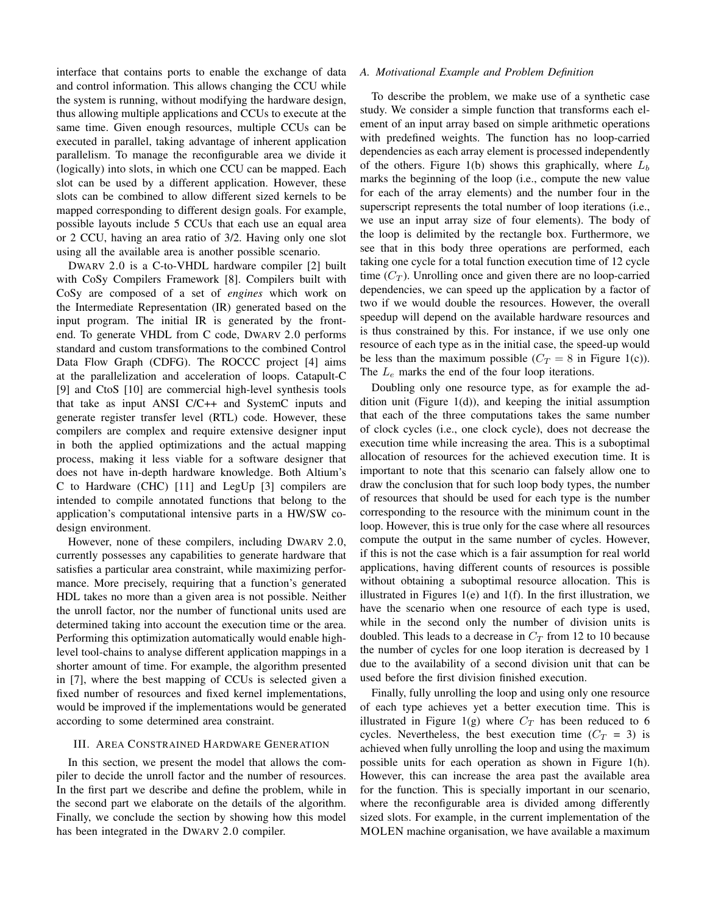interface that contains ports to enable the exchange of data and control information. This allows changing the CCU while the system is running, without modifying the hardware design, thus allowing multiple applications and CCUs to execute at the same time. Given enough resources, multiple CCUs can be executed in parallel, taking advantage of inherent application parallelism. To manage the reconfigurable area we divide it (logically) into slots, in which one CCU can be mapped. Each slot can be used by a different application. However, these slots can be combined to allow different sized kernels to be mapped corresponding to different design goals. For example, possible layouts include 5 CCUs that each use an equal area or 2 CCU, having an area ratio of 3/2. Having only one slot using all the available area is another possible scenario.

DWARV 2.0 is a C-to-VHDL hardware compiler [2] built with CoSy Compilers Framework [8]. Compilers built with CoSy are composed of a set of *engines* which work on the Intermediate Representation (IR) generated based on the input program. The initial IR is generated by the front-end. To generate VHDL from C code, DWARV 2.0 performs standard and custom transformations to the combined Control Data Flow Graph (CDFG). The ROCCC project [4] aims at the parallelization and acceleration of loops. Catapult-C [9] and CtoS [10] are commercial high-level synthesis tools that take as input ANSI C/C++ and SystemC inputs and generate register transfer level (RTL) code. However, these compilers are complex and require extensive designer input in both the applied optimizations and the actual mapping process, making it less viable for a software designer that does not have in-depth hardware knowledge. Both Altium's C to Hardware (CHC) [11] and LegUp [3] compilers are intended to compile annotated functions that belong to the application's computational intensive parts in a HW/SW co-design environment.

However, none of these compilers, including DWARV 2.0, currently possesses any capabilities to generate hardware that satisfies a particular area constraint, while maximizing performance. More precisely, requiring that a function's generated HDL takes no more than a given area is not possible. Neither the unroll factor, nor the number of functional units used are determined taking into account the execution time or the area. Performing this optimization automatically would enable high-level tool-chains to analyse different application mappings in a shorter amount of time. For example, the algorithm presented in [7], where the best mapping of CCUs is selected given a fixed number of resources and fixed kernel implementations, would be improved if the implementations would be generated according to some determined area constraint.

## III. Area Constrained Hardware Generation

In this section, we present the model that allows the compiler to decide the unroll factor and the number of resources. In the first part we describe and define the problem, while in the second part we elaborate on the details of the algorithm. Finally, we conclude the section by showing how this model has been integrated in the DWARV 2.0 compiler.

### A. Motivational Example and Problem Definition

To describe the problem, we make use of a synthetic case study. We consider a simple function that transforms each element of an input array based on simple arithmetic operations with predefined weights. The function has no loop-carried dependencies as each array element is processed independently of the others. Figure 1(b) shows this graphically, where $L_b$ marks the beginning of the loop (i.e., compute the new value for each of the array elements) and the number four in the superscript represents the total number of loop iterations (i.e., we use an input array size of four elements). The body of the loop is delimited by the rectangle box. Furthermore, we see that in this body three operations are performed, each taking one cycle for a total function execution time of 12 cycle time ($C_T$). Unrolling once and given there are no loop-carried dependencies, we can speed up the application by a factor of two if we would double the resources. However, the overall speedup will depend on the available hardware resources and is thus constrained by this. For instance, if we use only one resource of each type as in the initial case, the speed-up would be less than the maximum possible ($C_T = 8$ in Figure 1(c)). The $L_e$ marks the end of the four loop iterations.

Doubling only one resource type, as for example the addition unit (Figure 1(d)), and keeping the initial assumption that each of the three computations takes the same number of clock cycles (i.e., one clock cycle), does not decrease the execution time while increasing the area. This is a suboptimal allocation of resources for the achieved execution time. It is important to note that this scenario can falsely allow one to draw the conclusion that for such loop body types, the number of resources that should be used for each type is the number corresponding to the resource with the minimum count in the loop. However, this is true only for the case where all resources compute the output in the same number of cycles. However, if this is not the case which is a fair assumption for real world applications, having different counts of resources is possible without obtaining a suboptimal resource allocation. This is illustrated in Figures 1(e) and 1(f). In the first illustration, we have the scenario when one resource of each type is used, while in the second only the number of division units is doubled. This leads to a decrease in $C_T$ from 12 to 10 because the number of cycles for one loop iteration is decreased by 1 due to the availability of a second division unit that can be used before the first division finished execution.

Finally, fully unrolling the loop and using only one resource of each type achieves yet a better execution time. This is illustrated in Figure 1(g) where $C_T$ has been reduced to 6 cycles. Nevertheless, the best execution time ($C_T$ = 3) is achieved when fully unrolling the loop and using the maximum possible units for each operation as shown in Figure 1(h). However, this can increase the area past the available area for the function. This is specially important in our scenario, where the reconfigurable area is divided among differently sized slots. For example, in the current implementation of the MOLEN machine organisation, we have available a maximum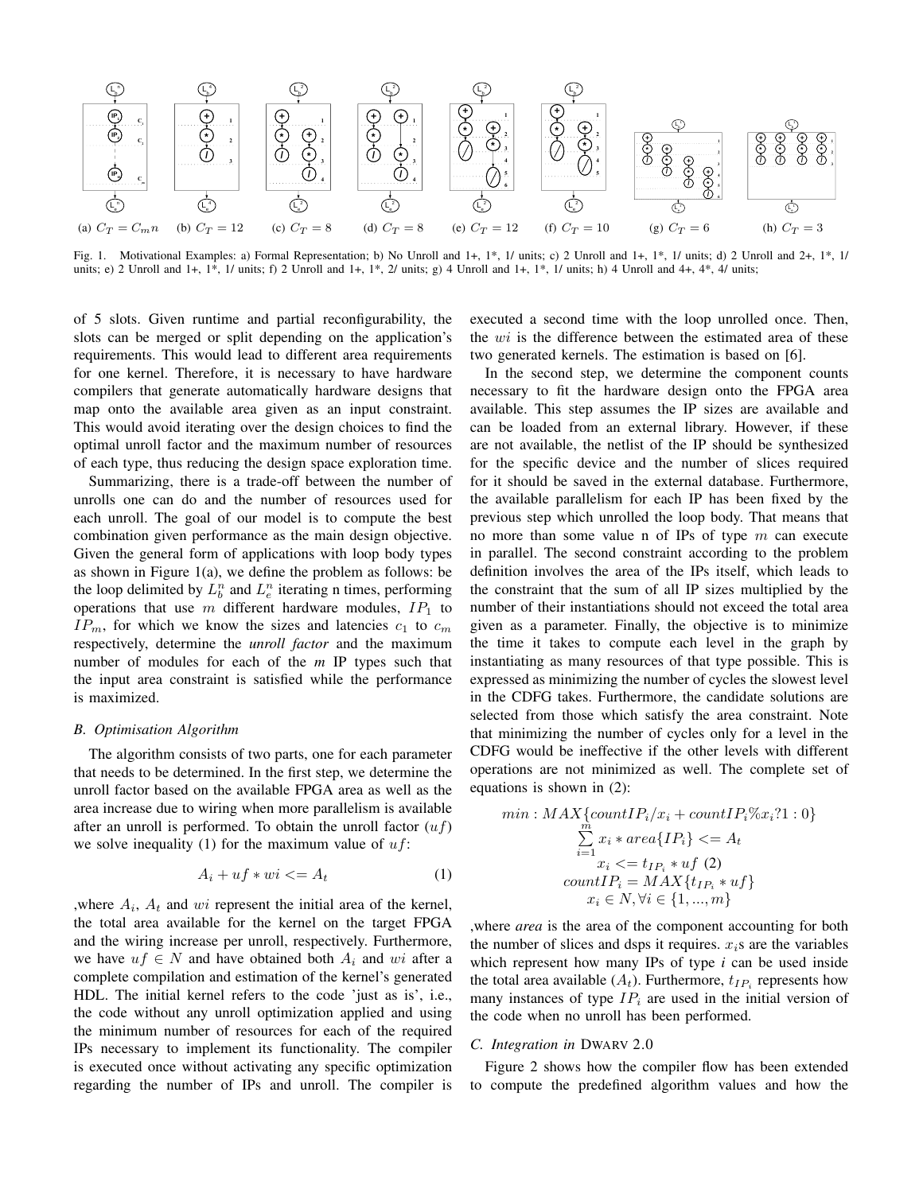(a) $C_T = C_m n$ (b) $C_T = 12$ (c) $C_T = 8$ (d) $C_T = 8$ (e) $C_T = 12$ (f) $C_T = 10$ (g) $C_T = 6$ (h) $C_T = 3$

Fig. 1. Motivational Examples: a) Formal Representation; b) No Unroll and 1+, 1*, 1/ units; c) 2 Unroll and 1+, 1*, 1/ units; d) 2 Unroll and 2+, 1*, 1/ units; e) 2 Unroll and 1+, 1*, 1/ units; f) 2 Unroll and 1+, 1*, 2/ units; g) 4 Unroll and 1+, 1*, 1/ units; h) 4 Unroll and 4+, 4*, 4/ units;

of 5 slots. Given runtime and partial reconfigurability, the slots can be merged or split depending on the application's requirements. This would lead to different area requirements for one kernel. Therefore, it is necessary to have hardware compilers that generate automatically hardware designs that map onto the available area given as an input constraint. This would avoid iterating over the design choices to find the optimal unroll factor and the maximum number of resources of each type, thus reducing the design space exploration time.

Summarizing, there is a trade-off between the number of unrolls one can do and the number of resources used for each unroll. The goal of our model is to compute the best combination given performance as the main design objective. Given the general form of applications with loop body types as shown in Figure 1(a), we define the problem as follows: be the loop delimited by $L_b^n$ and $L_e^n$ iterating n times, performing operations that use $m$ different hardware modules, $IP_1$ to $IP_m$, for which we know the sizes and latencies $c_1$ to $c_m$ respectively, determine the *unroll factor* and the maximum number of modules for each of the *m* IP types such that the input area constraint is satisfied while the performance is maximized.

### B. Optimisation Algorithm

The algorithm consists of two parts, one for each parameter that needs to be determined. In the first step, we determine the unroll factor based on the available FPGA area as well as the area increase due to wiring when more parallelism is available after an unroll is performed. To obtain the unroll factor ($uf$) we solve inequality (1) for the maximum value of $uf$:

$$A_i + uf * wi <= A_t \tag{1}$$

,where $A_i$, $A_t$ and $wi$ represent the initial area of the kernel, the total area available for the kernel on the target FPGA and the wiring increase per unroll, respectively. Furthermore, we have $uf \in N$ and have obtained both $A_i$ and $wi$ after a complete compilation and estimation of the kernel's generated HDL. The initial kernel refers to the code 'just as is', i.e., the code without any unroll optimization applied and using the minimum number of resources for each of the required IPs necessary to implement its functionality. The compiler is executed once without activating any specific optimization regarding the number of IPs and unroll. The compiler is executed a second time with the loop unrolled once. Then, the $wi$ is the difference between the estimated area of these two generated kernels. The estimation is based on [6].

In the second step, we determine the component counts necessary to fit the hardware design onto the FPGA area available. This step assumes the IP sizes are available and can be loaded from an external library. However, if these are not available, the netlist of the IP should be synthesized for the specific device and the number of slices required for it should be saved in the external database. Furthermore, the available parallelism for each IP has been fixed by the previous step which unrolled the loop body. That means that no more than some value n of IPs of type $m$ can execute in parallel. The second constraint according to the problem definition involves the area of the IPs itself, which leads to the constraint that the sum of all IP sizes multiplied by the number of their instantiations should not exceed the total area given as a parameter. Finally, the objective is to minimize the time it takes to compute each level in the graph by instantiating as many resources of that type possible. This is expressed as minimizing the number of cycles the slowest level in the CDFG takes. Furthermore, the candidate solutions are selected from those which satisfy the area constraint. Note that minimizing the number of cycles only for a level in the CDFG would be ineffective if the other levels with different operations are not minimized as well. The complete set of equations is shown in (2):

$$\begin{gathered} min : MAX\{countIP_i/x_i + countIP_i\%x_i?1:0\} \\ \sum_{i=1}^{m} x_i * area\{IP_i\} <= A_t \\ x_i <= t_{IP_i} * uf \quad (2) \\ countIP_i = MAX\{t_{IP_i} * uf\} \\ x_i \in N, \forall i \in \{1, ..., m\} \end{gathered}$$

,where *area* is the area of the component accounting for both the number of slices and dsps it requires. $x_i$s are the variables which represent how many IPs of type $i$ can be used inside the total area available ($A_t$). Furthermore, $t_{IP_i}$ represents how many instances of type $IP_i$ are used in the initial version of the code when no unroll has been performed.

### C. Integration in DWARV 2.0

Figure 2 shows how the compiler flow has been extended to compute the predefined algorithm values and how the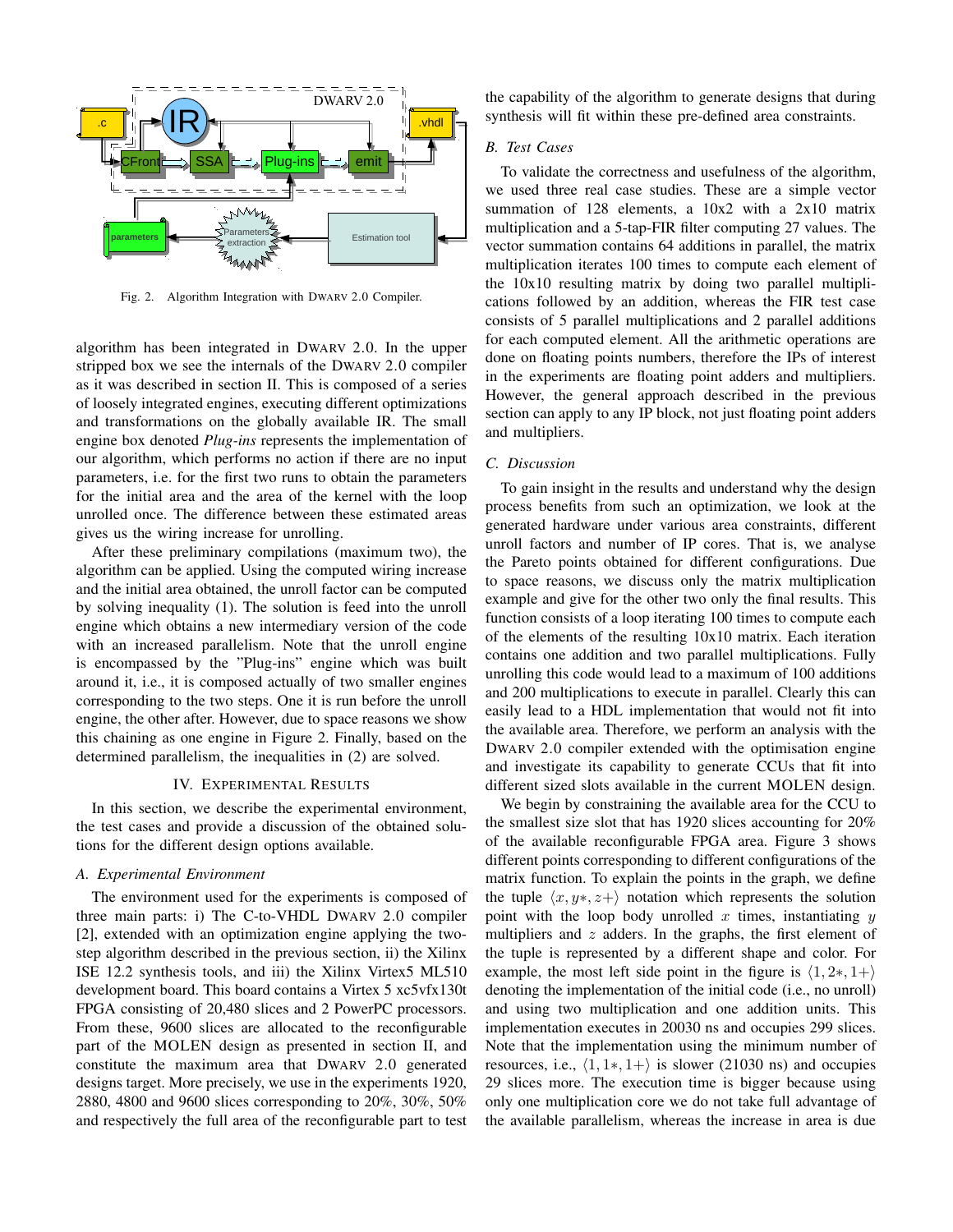Fig. 2. Algorithm Integration with DWARV 2.0 Compiler.

algorithm has been integrated in DWARV 2.0. In the upper stripped box we see the internals of the DWARV 2.0 compiler as it was described in section II. This is composed of a series of loosely integrated engines, executing different optimizations and transformations on the globally available IR. The small engine box denoted *Plug-ins* represents the implementation of our algorithm, which performs no action if there are no input parameters, i.e. for the first two runs to obtain the parameters for the initial area and the area of the kernel with the loop unrolled once. The difference between these estimated areas gives us the wiring increase for unrolling.

After these preliminary compilations (maximum two), the algorithm can be applied. Using the computed wiring increase and the initial area obtained, the unroll factor can be computed by solving inequality (1). The solution is feed into the unroll engine which obtains a new intermediary version of the code with an increased parallelism. Note that the unroll engine is encompassed by the "Plug-ins" engine which was built around it, i.e., it is composed actually of two smaller engines corresponding to the two steps. One it is run before the unroll engine, the other after. However, due to space reasons we show this chaining as one engine in Figure 2. Finally, based on the determined parallelism, the inequalities in (2) are solved.

## IV. Experimental Results

In this section, we describe the experimental environment, the test cases and provide a discussion of the obtained solutions for the different design options available.

### A. Experimental Environment

The environment used for the experiments is composed of three main parts: i) The C-to-VHDL DWARV 2.0 compiler [2], extended with an optimization engine applying the two-step algorithm described in the previous section, ii) the Xilinx ISE 12.2 synthesis tools, and iii) the Xilinx Virtex5 ML510 development board. This board contains a Virtex 5 xc5vfx130t FPGA consisting of 20,480 slices and 2 PowerPC processors. From these, 9600 slices are allocated to the reconfigurable part of the MOLEN design as presented in section II, and constitute the maximum area that DWARV 2.0 generated designs target. More precisely, we use in the experiments 1920, 2880, 4800 and 9600 slices corresponding to 20%, 30%, 50% and respectively the full area of the reconfigurable part to test the capability of the algorithm to generate designs that during synthesis will fit within these pre-defined area constraints.

### B. Test Cases

To validate the correctness and usefulness of the algorithm, we used three real case studies. These are a simple vector summation of 128 elements, a 10x2 with a 2x10 matrix multiplication and a 5-tap-FIR filter computing 27 values. The vector summation contains 64 additions in parallel, the matrix multiplication iterates 100 times to compute each element of the 10x10 resulting matrix by doing two parallel multiplications followed by an addition, whereas the FIR test case consists of 5 parallel multiplications and 2 parallel additions for each computed element. All the arithmetic operations are done on floating points numbers, therefore the IPs of interest in the experiments are floating point adders and multipliers. However, the general approach described in the previous section can apply to any IP block, not just floating point adders and multipliers.

### C. Discussion

To gain insight in the results and understand why the design process benefits from such an optimization, we look at the generated hardware under various area constraints, different unroll factors and number of IP cores. That is, we analyse the Pareto points obtained for different configurations. Due to space reasons, we discuss only the matrix multiplication example and give for the other two only the final results. This function consists of a loop iterating 100 times to compute each of the elements of the resulting 10x10 matrix. Each iteration contains one addition and two parallel multiplications. Fully unrolling this code would lead to a maximum of 100 additions and 200 multiplications to execute in parallel. Clearly this can easily lead to a HDL implementation that would not fit into the available area. Therefore, we perform an analysis with the DWARV 2.0 compiler extended with the optimisation engine and investigate its capability to generate CCUs that fit into different sized slots available in the current MOLEN design.

We begin by constraining the available area for the CCU to the smallest size slot that has 1920 slices accounting for 20% of the available reconfigurable FPGA area. Figure 3 shows different points corresponding to different configurations of the matrix function. To explain the points in the graph, we define the tuple $\langle x, y*, z+\rangle$ notation which represents the solution point with the loop body unrolled $x$ times, instantiating $y$ multipliers and $z$ adders. In the graphs, the first element of the tuple is represented by a different shape and color. For example, the most left side point in the figure is $\langle 1, 2*, 1+\rangle$ denoting the implementation of the initial code (i.e., no unroll) and using two multiplication and one addition units. This implementation executes in 20030 ns and occupies 299 slices. Note that the implementation using the minimum number of resources, i.e., $\langle 1, 1*, 1+\rangle$ is slower (21030 ns) and occupies 29 slices more. The execution time is bigger because using only one multiplication core we do not take full advantage of the available parallelism, whereas the increase in area is due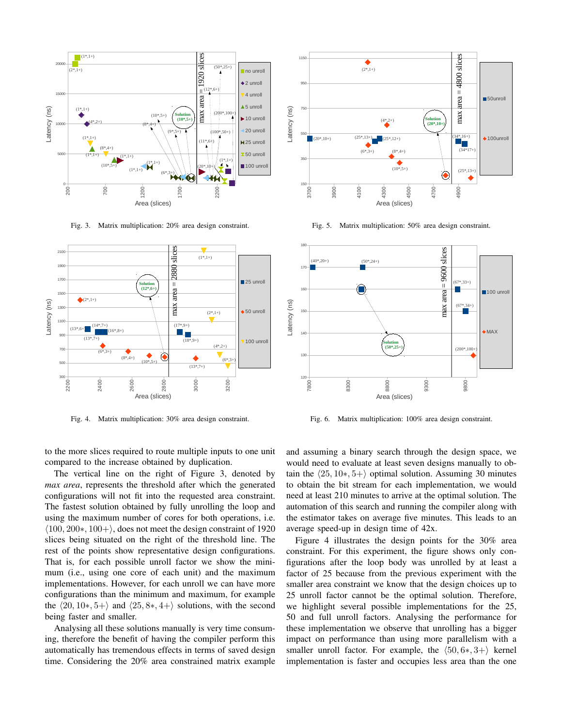Fig. 3. Matrix multiplication: 20% area design constraint.

Fig. 5. Matrix multiplication: 50% area design constraint.

Fig. 4. Matrix multiplication: 30% area design constraint.

Fig. 6. Matrix multiplication: 100% area design constraint.

to the more slices required to route multiple inputs to one unit compared to the increase obtained by duplication.

The vertical line on the right of Figure 3, denoted by *max area*, represents the threshold after which the generated configurations will not fit into the requested area constraint. The fastest solution obtained by fully unrolling the loop and using the maximum number of cores for both operations, i.e. $\langle 100, 200*, 100+\rangle$, does not meet the design constraint of 1920 slices being situated on the right of the threshold line. The rest of the points show representative design configurations. That is, for each possible unroll factor we show the minimum (i.e., using one core of each unit) and the maximum implementations. However, for each unroll we can have more configurations than the minimum and maximum, for example the $\langle 20, 10*, 5+\rangle$ and $\langle 25, 8*, 4+\rangle$ solutions, with the second being faster and smaller.

Analysing all these solutions manually is very time consuming, therefore the benefit of having the compiler perform this automatically has tremendous effects in terms of saved design time. Considering the 20% area constrained matrix example and assuming a binary search through the design space, we would need to evaluate at least seven designs manually to obtain the $\langle 25, 10*, 5+\rangle$ optimal solution. Assuming 30 minutes to obtain the bit stream for each implementation, we would need at least 210 minutes to arrive at the optimal solution. The automation of this search and running the compiler along with the estimator takes on average five minutes. This leads to an average speed-up in design time of 42x.

Figure 4 illustrates the design points for the 30% area constraint. For this experiment, the figure shows only configurations after the loop body was unrolled by at least a factor of 25 because from the previous experiment with the smaller area constraint we know that the design choices up to 25 unroll factor cannot be the optimal solution. Therefore, we highlight several possible implementations for the 25, 50 and full unroll factors. Analysing the performance for these implementation we observe that unrolling has a bigger impact on performance than using more parallelism with a smaller unroll factor. For example, the $\langle 50, 6*, 3+\rangle$ kernel implementation is faster and occupies less area than the one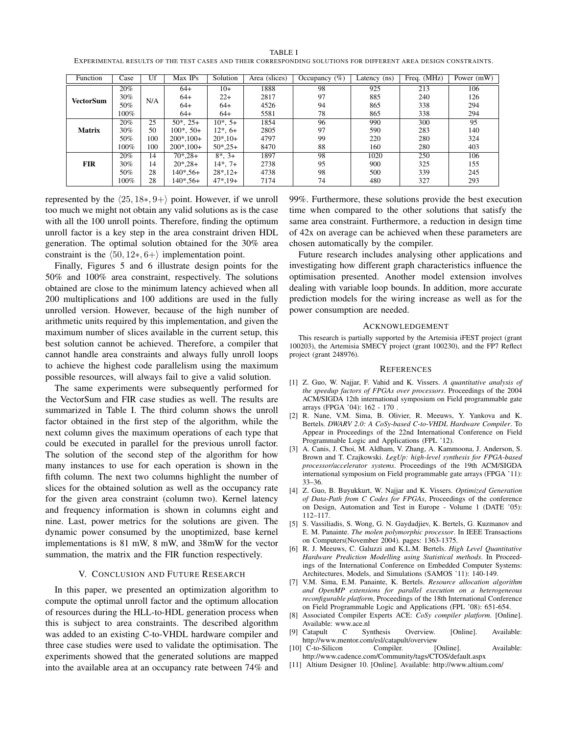TABLE I

EXPERIMENTAL RESULTS OF THE TEST CASES AND THEIR CORRESPONDING SOLUTIONS FOR DIFFERENT AREA DESIGN CONSTRAINTS.

| Function | Case | Uf | Max IPs | Solution | Area (slices) | Occupancy (%) | Latency (ns) | Freq. (MHz) | Power (mW) |
|---|---|---|---|---|---|---|---|---|---|
| **VectorSum** | 20% | N/A | 64+ | 10+ | 1888 | 98 | 925 | 213 | 106 |
| | 30% | | 64+ | 22+ | 2817 | 97 | 885 | 240 | 126 |
| | 50% | | 64+ | 64+ | 4526 | 94 | 865 | 338 | 294 |
| | 100% | | 64+ | 64+ | 5581 | 78 | 865 | 338 | 294 |
| **Matrix** | 20% | 25 | 50*, 25+ | 10*, 5+ | 1854 | 96 | 990 | 300 | 95 |
| | 30% | 50 | 100*, 50+ | 12*, 6+ | 2805 | 97 | 590 | 283 | 140 |
| | 50% | 100 | 200*,100+ | 20*,10+ | 4797 | 99 | 220 | 280 | 324 |
| | 100% | 100 | 200*,100+ | 50*,25+ | 8470 | 88 | 160 | 280 | 403 |
| **FIR** | 20% | 14 | 70*,28+ | 8*, 3+ | 1897 | 98 | 1020 | 250 | 106 |
| | 30% | 14 | 20*,28+ | 14*, 7+ | 2738 | 95 | 900 | 325 | 155 |
| | 50% | 28 | 140*,56+ | 28*,12+ | 4738 | 98 | 500 | 339 | 245 |
| | 100% | 28 | 140*,56+ | 47*,19+ | 7174 | 74 | 480 | 327 | 293 |

represented by the $\langle 25, 18*, 9+\rangle$ point. However, if we unroll too much we might not obtain any valid solutions as is the case with all the 100 unroll points. Therefore, finding the optimum unroll factor is a key step in the area constraint driven HDL generation. The optimal solution obtained for the 30% area constraint is the $\langle 50, 12*, 6+\rangle$ implementation point.

Finally, Figures 5 and 6 illustrate design points for the 50% and 100% area constraint, respectively. The solutions obtained are close to the minimum latency achieved when all 200 multiplications and 100 additions are used in the fully unrolled version. However, because of the high number of arithmetic units required by this implementation, and given the maximum number of slices available in the current setup, this best solution cannot be achieved. Therefore, a compiler that cannot handle area constraints and always fully unroll loops to achieve the highest code parallelism using the maximum possible resources, will always fail to give a valid solution.

The same experiments were subsequently performed for the VectorSum and FIR case studies as well. The results are summarized in Table I. The third column shows the unroll factor obtained in the first step of the algorithm, while the next column gives the maximum operations of each type that could be executed in parallel for the previous unroll factor. The solution of the second step of the algorithm for how many instances to use for each operation is shown in the fifth column. The next two columns highlight the number of slices for the obtained solution as well as the occupancy rate for the given area constraint (column two). Kernel latency and frequency information is shown in columns eight and nine. Last, power metrics for the solutions are given. The dynamic power consumed by the unoptimized, base kernel implementations is 81 mW, 8 mW, and 38mW for the vector summation, the matrix and the FIR function respectively.

## V. Conclusion and Future Research

In this paper, we presented an optimization algorithm to compute the optimal unroll factor and the optimum allocation of resources during the HLL-to-HDL generation process when this is subject to area constraints. The described algorithm was added to an existing C-to-VHDL hardware compiler and three case studies were used to validate the optimisation. The experiments showed that the generated solutions are mapped into the available area at an occupancy rate between 74% and 99%. Furthermore, these solutions provide the best execution time when compared to the other solutions that satisfy the same area constraint. Furthermore, a reduction in design time of 42x on average can be achieved when these parameters are chosen automatically by the compiler.

Future research includes analysing other applications and investigating how different graph characteristics influence the optimisation presented. Another model extension involves dealing with variable loop bounds. In addition, more accurate prediction models for the wiring increase as well as for the power consumption are needed.

## Acknowledgement

This research is partially supported by the Artemisia iFEST project (grant 100203), the Artemisia SMECY project (grant 100230), and the FP7 Reflect project (grant 248976).

## References

[1] Z. Guo, W. Najjar, F. Vahid and K. Vissers. *A quantitative analysis of the speedup factors of FPGAs over processors*. Proceedings of the 2004 ACM/SIGDA 12th international symposium on Field programmable gate arrays (FPGA '04): 162 - 170 .

[2] R. Nane, V.M. Sima, B. Olivier, R. Meeuws, Y. Yankova and K. Bertels. *DWARV 2.0: A CoSy-based C-to-VHDL Hardware Compiler*. To Appear in Proceedings of the 22nd International Conference on Field Programmable Logic and Applications (FPL '12).

[3] A. Canis, J. Choi, M. Aldham, V. Zhang, A. Kammoona, J. Anderson, S. Brown and T. Czajkowski. *LegUp: high-level synthesis for FPGA-based processor/accelerator systems*. Proceedings of the 19th ACM/SIGDA international symposium on Field programmable gate arrays (FPGA '11): 33–36.

[4] Z. Guo, B. Buyukkurt, W. Najjar and K. Vissers. *Optimized Generation of Data-Path from C Codes for FPGAs*, Proceedings of the conference on Design, Automation and Test in Europe - Volume 1 (DATE '05): 112–117.

[5] S. Vassiliadis, S. Wong, G. N. Gaydadjiev, K. Bertels, G. Kuzmanov and E. M. Panainte. *The molen polymorphic processor*. In IEEE Transactions on Computers(November 2004). pages: 1363-1375.

[6] R. J. Meeuws, C. Galuzzi and K.L.M. Bertels. *High Level Quantitative Hardware Prediction Modelling using Statistical methods*. In Proceedings of the International Conference on Embedded Computer Systems: Architectures, Models, and Simulations (SAMOS '11): 140-149.

[7] V.M. Sima, E.M. Panainte, K. Bertels. *Resource allocation algorithm and OpenMP extensions for parallel execution on a heterogeneous reconfigurable platform*, Proceedings of the 18th International Conference on Field Programmable Logic and Applications (FPL '08): 651-654.

[8] Associated Compiler Experts ACE: *CoSy compiler platform*. [Online]. Available: www.ace.nl

[9] Catapult C Synthesis Overview. [Online]. Available: http://www.mentor.com/esl/catapult/overview

[10] C-to-Silicon Compiler. [Online]. Available: http://www.cadence.com/Community/tags/CTOS/default.aspx

[11] Altium Designer 10. [Online]. Available: http://www.altium.com/